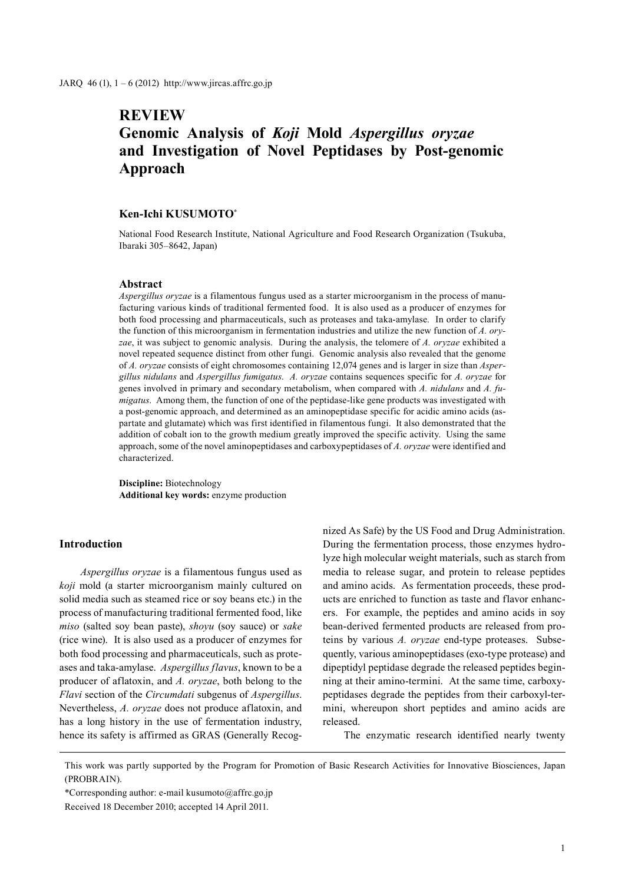# REVIEW

# Genomic Analysis of *Koji* Mold *Aspergillus oryzae* and Investigation of Novel Peptidases by Post-genomic Approach

**Ken-Ichi KUSUMOTO***

National Food Research Institute, National Agriculture and Food Research Organization (Tsukuba, Ibaraki 305–8642, Japan)

## Abstract

*Aspergillus oryzae* is a filamentous fungus used as a starter microorganism in the process of manufacturing various kinds of traditional fermented food. It is also used as a producer of enzymes for both food processing and pharmaceuticals, such as proteases and taka-amylase. In order to clarify the function of this microorganism in fermentation industries and utilize the new function of *A. oryzae*, it was subject to genomic analysis. During the analysis, the telomere of *A. oryzae* exhibited a novel repeated sequence distinct from other fungi. Genomic analysis also revealed that the genome of *A. oryzae* consists of eight chromosomes containing 12,074 genes and is larger in size than *Aspergillus nidulans* and *Aspergillus fumigatus*. *A. oryzae* contains sequences specific for *A. oryzae* for genes involved in primary and secondary metabolism, when compared with *A. nidulans* and *A. fumigatus*. Among them, the function of one of the peptidase-like gene products was investigated with a post-genomic approach, and determined as an aminopeptidase specific for acidic amino acids (aspartate and glutamate) which was first identified in filamentous fungi. It also demonstrated that the addition of cobalt ion to the growth medium greatly improved the specific activity. Using the same approach, some of the novel aminopeptidases and carboxypeptidases of *A. oryzae* were identified and characterized.

**Discipline:** Biotechnology
**Additional key words:** enzyme production

## Introduction

*Aspergillus oryzae* is a filamentous fungus used as *koji* mold (a starter microorganism mainly cultured on solid media such as steamed rice or soy beans etc.) in the process of manufacturing traditional fermented food, like *miso* (salted soy bean paste), *shoyu* (soy sauce) or *sake* (rice wine). It is also used as a producer of enzymes for both food processing and pharmaceuticals, such as proteases and taka-amylase. *Aspergillus flavus*, known to be a producer of aflatoxin, and *A. oryzae*, both belong to the *Flavi* section of the *Circumdati* subgenus of *Aspergillus*. Nevertheless, *A. oryzae* does not produce aflatoxin, and has a long history in the use of fermentation industry, hence its safety is affirmed as GRAS (Generally Recognized As Safe) by the US Food and Drug Administration. During the fermentation process, those enzymes hydrolyze high molecular weight materials, such as starch from media to release sugar, and protein to release peptides and amino acids. As fermentation proceeds, these products are enriched to function as taste and flavor enhancers. For example, the peptides and amino acids in soy bean-derived fermented products are released from proteins by various *A. oryzae* end-type proteases. Subsequently, various aminopeptidases (exo-type protease) and dipeptidyl peptidase degrade the released peptides beginning at their amino-termini. At the same time, carboxypeptidases degrade the peptides from their carboxyl-termini, whereupon short peptides and amino acids are released.

The enzymatic research identified nearly twenty

---

This work was partly supported by the Program for Promotion of Basic Research Activities for Innovative Biosciences, Japan (PROBRAIN).

*Corresponding author: e-mail kusumoto@affrc.go.jp

Received 18 December 2010; accepted 14 April 2011.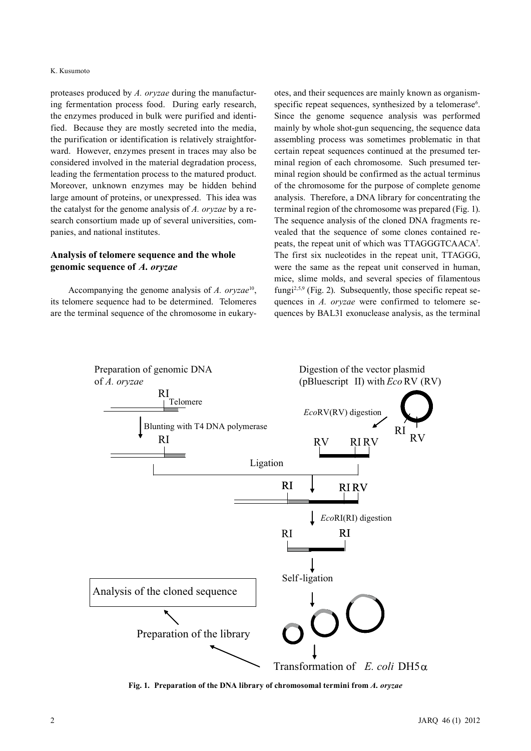proteases produced by *A. oryzae* during the manufacturing fermentation process food. During early research, the enzymes produced in bulk were purified and identified. Because they are mostly secreted into the media, the purification or identification is relatively straightforward. However, enzymes present in traces may also be considered involved in the material degradation process, leading the fermentation process to the matured product. Moreover, unknown enzymes may be hidden behind large amount of proteins, or unexpressed. This idea was the catalyst for the genome analysis of *A. oryzae* by a research consortium made up of several universities, companies, and national institutes.

## Analysis of telomere sequence and the whole genomic sequence of *A. oryzae*

Accompanying the genome analysis of *A. oryzae*[10], its telomere sequence had to be determined. Telomeres are the terminal sequence of the chromosome in eukaryotes, and their sequences are mainly known as organism-specific repeat sequences, synthesized by a telomerase[6]. Since the genome sequence analysis was performed mainly by whole shot-gun sequencing, the sequence data assembling process was sometimes problematic in that certain repeat sequences continued at the presumed terminal region of each chromosome. Such presumed terminal region should be confirmed as the actual terminus of the chromosome for the purpose of complete genome analysis. Therefore, a DNA library for concentrating the terminal region of the chromosome was prepared (Fig. 1). The sequence analysis of the cloned DNA fragments revealed that the sequence of some clones contained repeats, the repeat unit of which was TTAGGGTCAACA[7]. The first six nucleotides in the repeat unit, TTAGGG, were the same as the repeat unit conserved in human, mice, slime molds, and several species of filamentous fungi[2,5,9] (Fig. 2). Subsequently, those specific repeat sequences in *A. oryzae* were confirmed to telomere sequences by BAL31 exonuclease analysis, as the terminal

Preparation of genomic DNA of *A. oryzae*

RI Telomere

Blunting with T4 DNA polymerase

Digestion of the vector plasmid (pBluescript II) with *Eco* RV (RV)

*Eco*RV(RV) digestion

Ligation

*Eco*RI(RI) digestion

Self-ligation

Transformation of *E. coli* DH5α

Preparation of the library

Analysis of the cloned sequence

**Fig. 1. Preparation of the DNA library of chromosomal termini from *A. oryzae***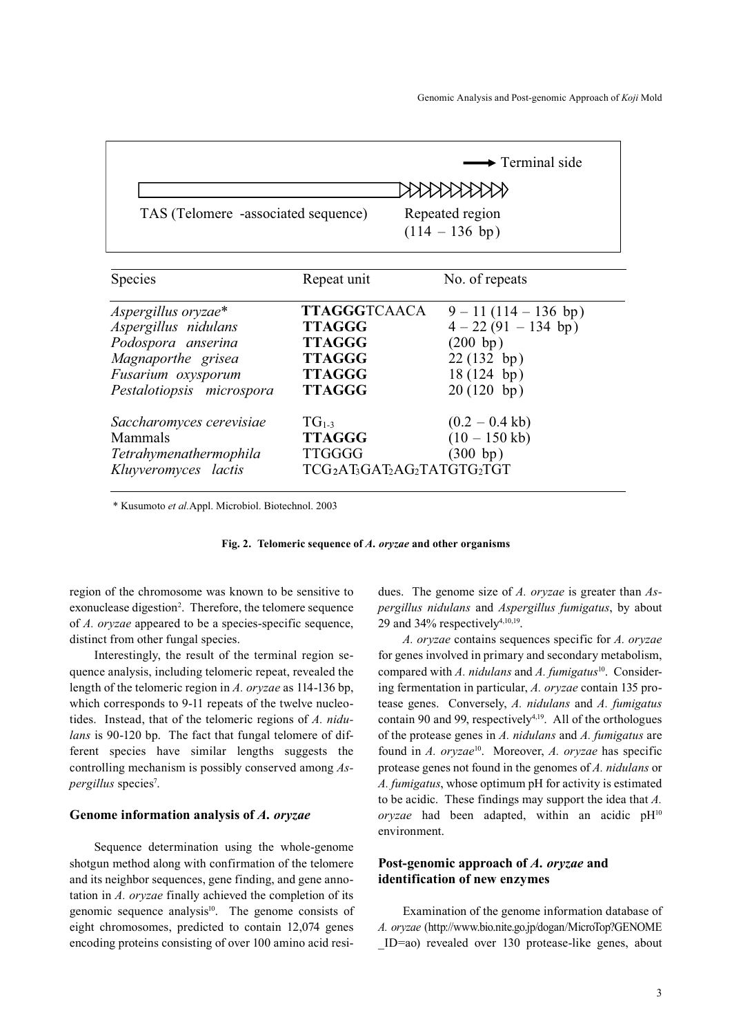→ Terminal side

TAS (Telomere -associated sequence) | Repeated region (114 – 136 bp)

| Species | Repeat unit | No. of repeats |
|---|---|---|
| *Aspergillus oryzae** | **TTAGGG**TCAACA | 9 – 11 (114 – 136 bp) |
| *Aspergillus nidulans* | **TTAGGG** | 4 – 22 (91 – 134 bp) |
| *Podospora anserina* | **TTAGGG** | (200 bp) |
| *Magnaporthe grisea* | **TTAGGG** | 22 (132 bp) |
| *Fusarium oxysporum* | **TTAGGG** | 18 (124 bp) |
| *Pestalotiopsis microspora* | **TTAGGG** | 20 (120 bp) |
| *Saccharomyces cerevisiae* | $TG_{1\text{-}3}$ | (0.2 – 0.4 kb) |
| Mammals | **TTAGGG** | (10 – 150 kb) |
| *Tetrahymenathermophila* | TTGGGG | (300 bp) |
| *Kluyveromyces lactis* | $TCG_2AT_3GAT_2AG_2TATGTG_2TGT$ | |

\* Kusumoto *et al.* Appl. Microbiol. Biotechnol. 2003

**Fig. 2. Telomeric sequence of *A. oryzae* and other organisms**

region of the chromosome was known to be sensitive to exonuclease digestion[2]. Therefore, the telomere sequence of *A. oryzae* appeared to be a species-specific sequence, distinct from other fungal species.

Interestingly, the result of the terminal region sequence analysis, including telomeric repeat, revealed the length of the telomeric region in *A. oryzae* as 114-136 bp, which corresponds to 9-11 repeats of the twelve nucleotides. Instead, that of the telomeric regions of *A. nidulans* is 90-120 bp. The fact that fungal telomere of different species have similar lengths suggests the controlling mechanism is possibly conserved among *Aspergillus* species[7].

### Genome information analysis of *A. oryzae*

Sequence determination using the whole-genome shotgun method along with confirmation of the telomere and its neighbor sequences, gene finding, and gene annotation in *A. oryzae* finally achieved the completion of its genomic sequence analysis[10]. The genome consists of eight chromosomes, predicted to contain 12,074 genes encoding proteins consisting of over 100 amino acid residues. The genome size of *A. oryzae* is greater than *Aspergillus nidulans* and *Aspergillus fumigatus*, by about 29 and 34% respectively[4,10,19].

*A. oryzae* contains sequences specific for *A. oryzae* for genes involved in primary and secondary metabolism, compared with *A. nidulans* and *A. fumigatus*[10]. Considering fermentation in particular, *A. oryzae* contain 135 protease genes. Conversely, *A. nidulans* and *A. fumigatus* contain 90 and 99, respectively[4,19]. All of the orthologues of the protease genes in *A. nidulans* and *A. fumigatus* are found in *A. oryzae*[10]. Moreover, *A. oryzae* has specific protease genes not found in the genomes of *A. nidulans* or *A. fumigatus*, whose optimum pH for activity is estimated to be acidic. These findings may support the idea that *A. oryzae* had been adapted, within an acidic pH[10] environment.

### Post-genomic approach of *A. oryzae* and identification of new enzymes

Examination of the genome information database of *A. oryzae* (http://www.bio.nite.go.jp/dogan/MicroTop?GENOME_ID=ao) revealed over 130 protease-like genes, about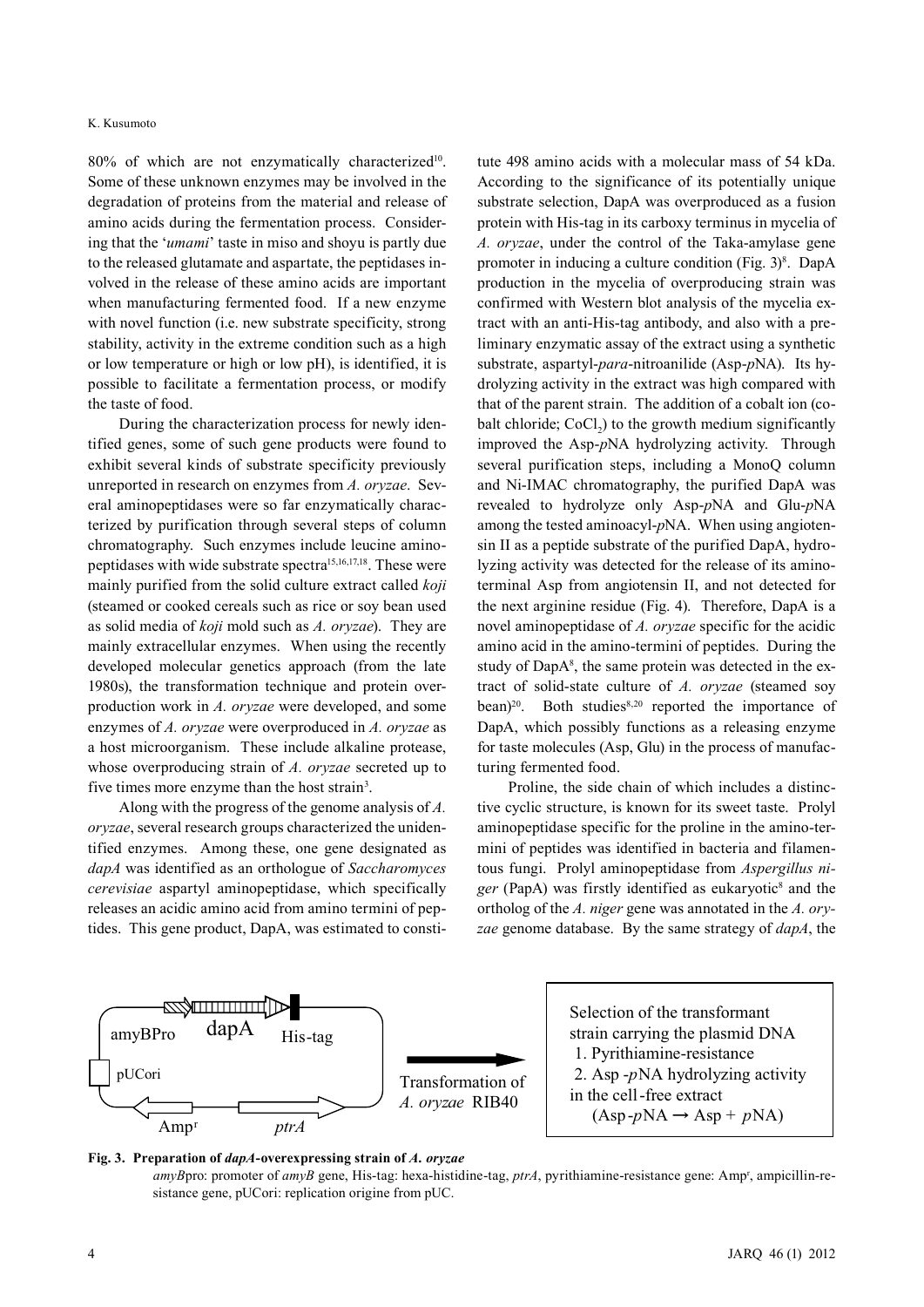80% of which are not enzymatically characterized[10]. Some of these unknown enzymes may be involved in the degradation of proteins from the material and release of amino acids during the fermentation process. Considering that the '*umami*' taste in miso and shoyu is partly due to the released glutamate and aspartate, the peptidases involved in the release of these amino acids are important when manufacturing fermented food. If a new enzyme with novel function (i.e. new substrate specificity, strong stability, activity in the extreme condition such as a high or low temperature or high or low pH), is identified, it is possible to facilitate a fermentation process, or modify the taste of food.

During the characterization process for newly identified genes, some of such gene products were found to exhibit several kinds of substrate specificity previously unreported in research on enzymes from *A. oryzae*. Several aminopeptidases were so far enzymatically characterized by purification through several steps of column chromatography. Such enzymes include leucine aminopeptidases with wide substrate spectra[15,16,17,18]. These were mainly purified from the solid culture extract called *koji* (steamed or cooked cereals such as rice or soy bean used as solid media of *koji* mold such as *A. oryzae*). They are mainly extracellular enzymes. When using the recently developed molecular genetics approach (from the late 1980s), the transformation technique and protein overproduction work in *A. oryzae* were developed, and some enzymes of *A. oryzae* were overproduced in *A. oryzae* as a host microorganism. These include alkaline protease, whose overproducing strain of *A. oryzae* secreted up to five times more enzyme than the host strain[3].

Along with the progress of the genome analysis of *A. oryzae*, several research groups characterized the unidentified enzymes. Among these, one gene designated as *dapA* was identified as an orthologue of *Saccharomyces cerevisiae* aspartyl aminopeptidase, which specifically releases an acidic amino acid from amino termini of peptides. This gene product, DapA, was estimated to constitute 498 amino acids with a molecular mass of 54 kDa. According to the significance of its potentially unique substrate selection, DapA was overproduced as a fusion protein with His-tag in its carboxy terminus in mycelia of *A. oryzae*, under the control of the Taka-amylase gene promoter in inducing a culture condition (Fig. 3)[8]. DapA production in the mycelia of overproducing strain was confirmed with Western blot analysis of the mycelia extract with an anti-His-tag antibody, and also with a preliminary enzymatic assay of the extract using a synthetic substrate, aspartyl-*para*-nitroanilide (Asp-*p*NA). Its hydrolyzing activity in the extract was high compared with that of the parent strain. The addition of a cobalt ion (cobalt chloride; $CoCl_2$) to the growth medium significantly improved the Asp-*p*NA hydrolyzing activity. Through several purification steps, including a MonoQ column and Ni-IMAC chromatography, the purified DapA was revealed to hydrolyze only Asp-*p*NA and Glu-*p*NA among the tested aminoacyl-*p*NA. When using angiotensin II as a peptide substrate of the purified DapA, hydrolyzing activity was detected for the release of its amino-terminal Asp from angiotensin II, and not detected for the next arginine residue (Fig. 4). Therefore, DapA is a novel aminopeptidase of *A. oryzae* specific for the acidic amino acid in the amino-termini of peptides. During the study of DapA[8], the same protein was detected in the extract of solid-state culture of *A. oryzae* (steamed soy bean)[20]. Both studies[8,20] reported the importance of DapA, which possibly functions as a releasing enzyme for taste molecules (Asp, Glu) in the process of manufacturing fermented food.

Proline, the side chain of which includes a distinctive cyclic structure, is known for its sweet taste. Prolyl aminopeptidase specific for the proline in the amino-termini of peptides was identified in bacteria and filamentous fungi. Prolyl aminopeptidase from *Aspergillus niger* (PapA) was firstly identified as eukaryotic[8] and the ortholog of the *A. niger* gene was annotated in the *A. oryzae* genome database. By the same strategy of *dapA*, the

amyBPro
dapA
His-tag
pUCori
Amp^r
*ptrA*
Transformation of *A. oryzae* RIB40

Selection of the transformant strain carrying the plasmid DNA
1. Pyrithiamine-resistance
2. Asp -*p*NA hydrolyzing activity in the cell-free extract
(Asp-*p*NA → Asp + *p*NA)

**Fig. 3. Preparation of *dapA*-overexpressing strain of *A. oryzae***
*amyB*pro: promoter of *amyB* gene, His-tag: hexa-histidine-tag, *ptrA*, pyrithiamine-resistance gene: Amp^r, ampicillin-resistance gene, pUCori: replication origine from pUC.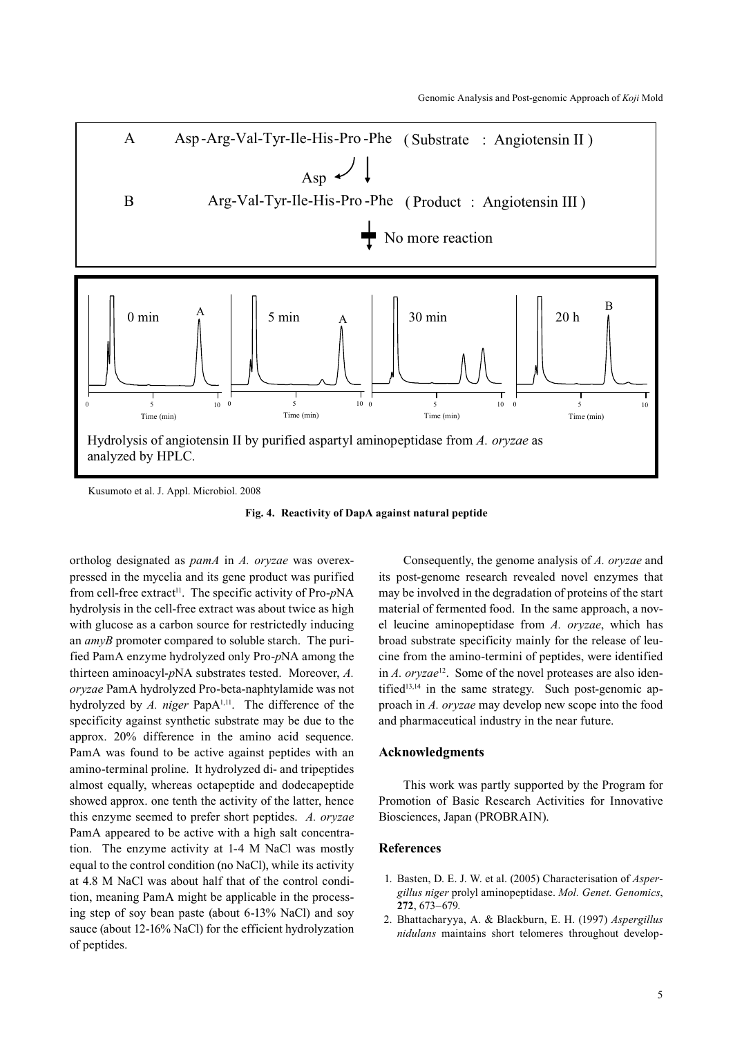A Asp-Arg-Val-Tyr-Ile-His-Pro-Phe ( Substrate : Angiotensin II )

Asp

B Arg-Val-Tyr-Ile-His-Pro-Phe ( Product : Angiotensin III )

No more reaction

Hydrolysis of angiotensin II by purified aspartyl aminopeptidase from *A. oryzae* as analyzed by HPLC.

Kusumoto et al. J. Appl. Microbiol. 2008

**Fig. 4. Reactivity of DapA against natural peptide**

ortholog designated as *pamA* in *A. oryzae* was overexpressed in the mycelia and its gene product was purified from cell-free extract[11]. The specific activity of Pro-*p*NA hydrolysis in the cell-free extract was about twice as high with glucose as a carbon source for restrictedly inducing an *amyB* promoter compared to soluble starch. The purified PamA enzyme hydrolyzed only Pro-*p*NA among the thirteen aminoacyl-*p*NA substrates tested. Moreover, *A. oryzae* PamA hydrolyzed Pro-beta-naphtylamide was not hydrolyzed by *A. niger* PapA[1,11]. The difference of the specificity against synthetic substrate may be due to the approx. 20% difference in the amino acid sequence. PamA was found to be active against peptides with an amino-terminal proline. It hydrolyzed di- and tripeptides almost equally, whereas octapeptide and dodecapeptide showed approx. one tenth the activity of the latter, hence this enzyme seemed to prefer short peptides. *A. oryzae* PamA appeared to be active with a high salt concentration. The enzyme activity at 1-4 M NaCl was mostly equal to the control condition (no NaCl), while its activity at 4.8 M NaCl was about half that of the control condition, meaning PamA might be applicable in the processing step of soy bean paste (about 6-13% NaCl) and soy sauce (about 12-16% NaCl) for the efficient hydrolyzation of peptides.

Consequently, the genome analysis of *A. oryzae* and its post-genome research revealed novel enzymes that may be involved in the degradation of proteins of the start material of fermented food. In the same approach, a novel leucine aminopeptidase from *A. oryzae*, which has broad substrate specificity mainly for the release of leucine from the amino-termini of peptides, were identified in *A. oryzae*[12]. Some of the novel proteases are also identified[13,14] in the same strategy. Such post-genomic approach in *A. oryzae* may develop new scope into the food and pharmaceutical industry in the near future.

## Acknowledgments

This work was partly supported by the Program for Promotion of Basic Research Activities for Innovative Biosciences, Japan (PROBRAIN).

## References

1. Basten, D. E. J. W. et al. (2005) Characterisation of *Aspergillus niger* prolyl aminopeptidase. *Mol. Genet. Genomics*, **272**, 673–679.
2. Bhattacharyya, A. & Blackburn, E. H. (1997) *Aspergillus nidulans* maintains short telomeres throughout develop-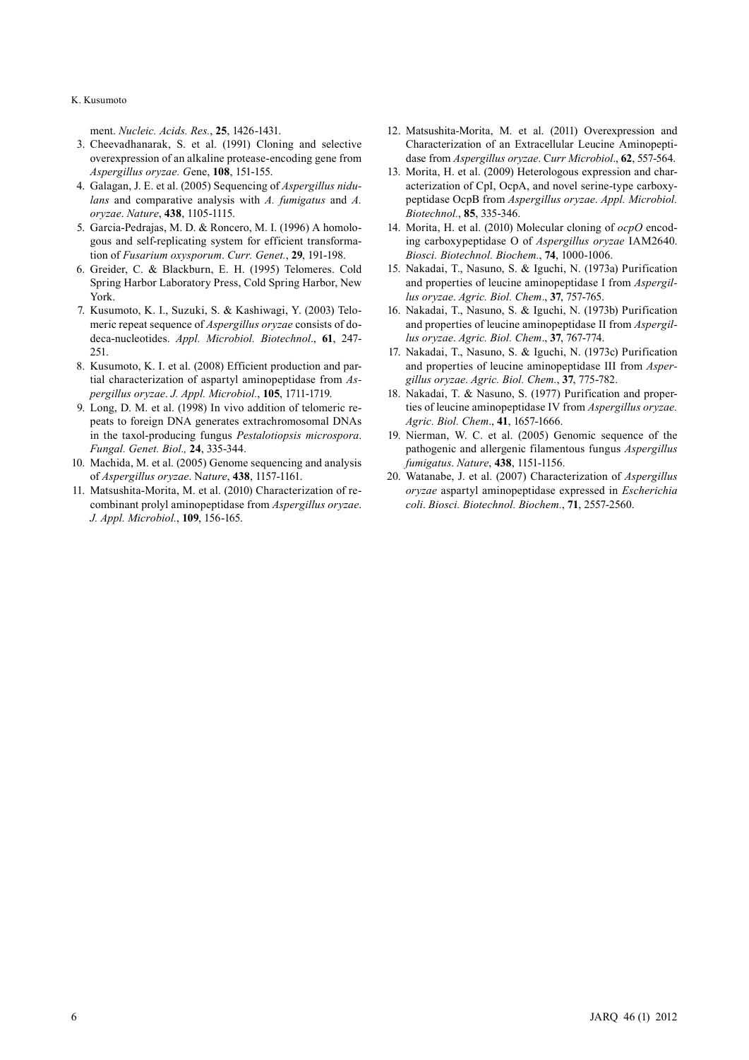ment. *Nucleic. Acids. Res.*, **25**, 1426-1431.

3. Cheevadhanarak, S. et al. (1991) Cloning and selective overexpression of an alkaline protease-encoding gene from *Aspergillus oryzae.* Gene, **108**, 151-155.
4. Galagan, J. E. et al. (2005) Sequencing of *Aspergillus nidulans* and comparative analysis with *A. fumigatus* and *A. oryzae*. *Nature*, **438**, 1105-1115.
5. Garcia-Pedrajas, M. D. & Roncero, M. I. (1996) A homologous and self-replicating system for efficient transformation of *Fusarium oxysporum*. *Curr. Genet.*, **29**, 191-198.
6. Greider, C. & Blackburn, E. H. (1995) Telomeres. Cold Spring Harbor Laboratory Press, Cold Spring Harbor, New York.
7. Kusumoto, K. I., Suzuki, S. & Kashiwagi, Y. (2003) Telomeric repeat sequence of *Aspergillus oryzae* consists of dodeca-nucleotides. *Appl. Microbiol. Biotechnol*., **61**, 247-251.
8. Kusumoto, K. I. et al. (2008) Efficient production and partial characterization of aspartyl aminopeptidase from *Aspergillus oryzae*. *J. Appl. Microbiol.*, **105**, 1711-1719.
9. Long, D. M. et al. (1998) In vivo addition of telomeric repeats to foreign DNA generates extrachromosomal DNAs in the taxol-producing fungus *Pestalotiopsis microspora*. *Fungal. Genet. Biol.,* **24**, 335-344.
10. Machida, M. et al. (2005) Genome sequencing and analysis of *Aspergillus oryzae*. Nature, **438**, 1157-1161.
11. Matsushita-Morita, M. et al. (2010) Characterization of recombinant prolyl aminopeptidase from *Aspergillus oryzae*. *J. Appl. Microbiol.*, **109**, 156-165.
12. Matsushita-Morita, M. et al. (2011) Overexpression and Characterization of an Extracellular Leucine Aminopeptidase from *Aspergillus oryzae*. Curr Microbiol., **62**, 557-564.
13. Morita, H. et al. (2009) Heterologous expression and characterization of CpI, OcpA, and novel serine-type carboxypeptidase OcpB from *Aspergillus oryzae*. *Appl. Microbiol. Biotechnol*., **85**, 335-346.
14. Morita, H. et al. (2010) Molecular cloning of *ocpO* encoding carboxypeptidase O of *Aspergillus oryzae* IAM2640. *Biosci. Biotechnol. Biochem*., **74**, 1000-1006.
15. Nakadai, T., Nasuno, S. & Iguchi, N. (1973a) Purification and properties of leucine aminopeptidase I from *Aspergillus oryzae*. *Agric. Biol. Chem*., **37**, 757-765.
16. Nakadai, T., Nasuno, S. & Iguchi, N. (1973b) Purification and properties of leucine aminopeptidase II from *Aspergillus oryzae*. *Agric. Biol. Chem*., **37**, 767-774.
17. Nakadai, T., Nasuno, S. & Iguchi, N. (1973c) Purification and properties of leucine aminopeptidase III from *Aspergillus oryzae*. *Agric. Biol. Chem*., **37**, 775-782.
18. Nakadai, T. & Nasuno, S. (1977) Purification and properties of leucine aminopeptidase IV from *Aspergillus oryzae. Agric. Biol. Chem*., **41**, 1657-1666.
19. Nierman, W. C. et al. (2005) Genomic sequence of the pathogenic and allergenic filamentous fungus *Aspergillus fumigatus*. *Nature*, **438**, 1151-1156.
20. Watanabe, J. et al. (2007) Characterization of *Aspergillus oryzae* aspartyl aminopeptidase expressed in *Escherichia coli*. *Biosci. Biotechnol. Biochem*., **71**, 2557-2560.